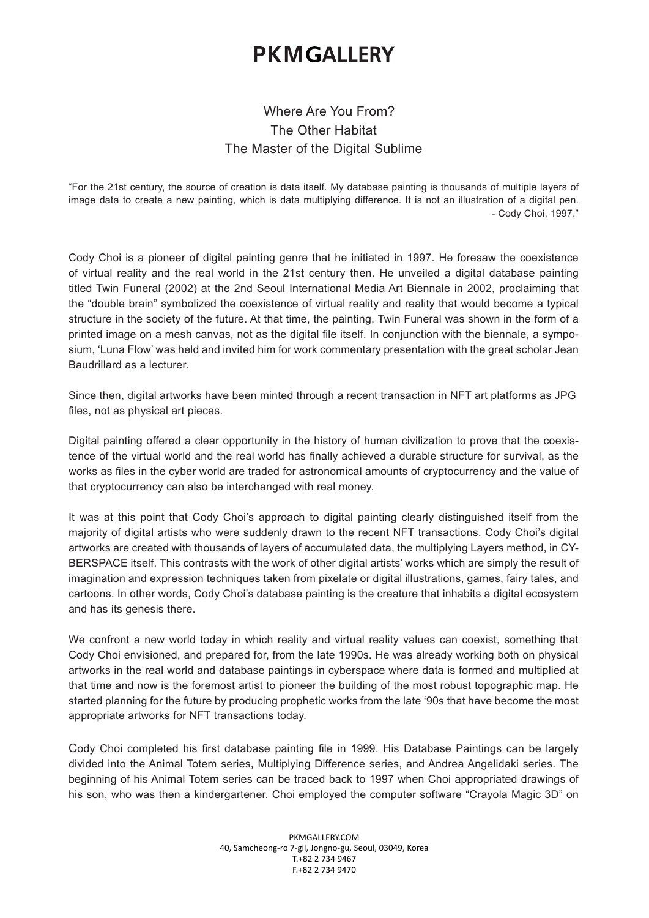# PKMGALLERY

## Where Are You From?
## The Other Habitat
## The Master of the Digital Sublime

"For the 21st century, the source of creation is data itself. My database painting is thousands of multiple layers of image data to create a new painting, which is data multiplying difference. It is not an illustration of a digital pen.
- Cody Choi, 1997."

Cody Choi is a pioneer of digital painting genre that he initiated in 1997. He foresaw the coexistence of virtual reality and the real world in the 21st century then. He unveiled a digital database painting titled Twin Funeral (2002) at the 2nd Seoul International Media Art Biennale in 2002, proclaiming that the "double brain" symbolized the coexistence of virtual reality and reality that would become a typical structure in the society of the future. At that time, the painting, Twin Funeral was shown in the form of a printed image on a mesh canvas, not as the digital file itself. In conjunction with the biennale, a symposium, 'Luna Flow' was held and invited him for work commentary presentation with the great scholar Jean Baudrillard as a lecturer.

Since then, digital artworks have been minted through a recent transaction in NFT art platforms as JPG files, not as physical art pieces.

Digital painting offered a clear opportunity in the history of human civilization to prove that the coexistence of the virtual world and the real world has finally achieved a durable structure for survival, as the works as files in the cyber world are traded for astronomical amounts of cryptocurrency and the value of that cryptocurrency can also be interchanged with real money.

It was at this point that Cody Choi's approach to digital painting clearly distinguished itself from the majority of digital artists who were suddenly drawn to the recent NFT transactions. Cody Choi's digital artworks are created with thousands of layers of accumulated data, the multiplying Layers method, in CYBERSPACE itself. This contrasts with the work of other digital artists' works which are simply the result of imagination and expression techniques taken from pixelate or digital illustrations, games, fairy tales, and cartoons. In other words, Cody Choi's database painting is the creature that inhabits a digital ecosystem and has its genesis there.

We confront a new world today in which reality and virtual reality values can coexist, something that Cody Choi envisioned, and prepared for, from the late 1990s. He was already working both on physical artworks in the real world and database paintings in cyberspace where data is formed and multiplied at that time and now is the foremost artist to pioneer the building of the most robust topographic map. He started planning for the future by producing prophetic works from the late '90s that have become the most appropriate artworks for NFT transactions today.

Cody Choi completed his first database painting file in 1999. His Database Paintings can be largely divided into the Animal Totem series, Multiplying Difference series, and Andrea Angelidaki series. The beginning of his Animal Totem series can be traced back to 1997 when Choi appropriated drawings of his son, who was then a kindergartener. Choi employed the computer software "Crayola Magic 3D" on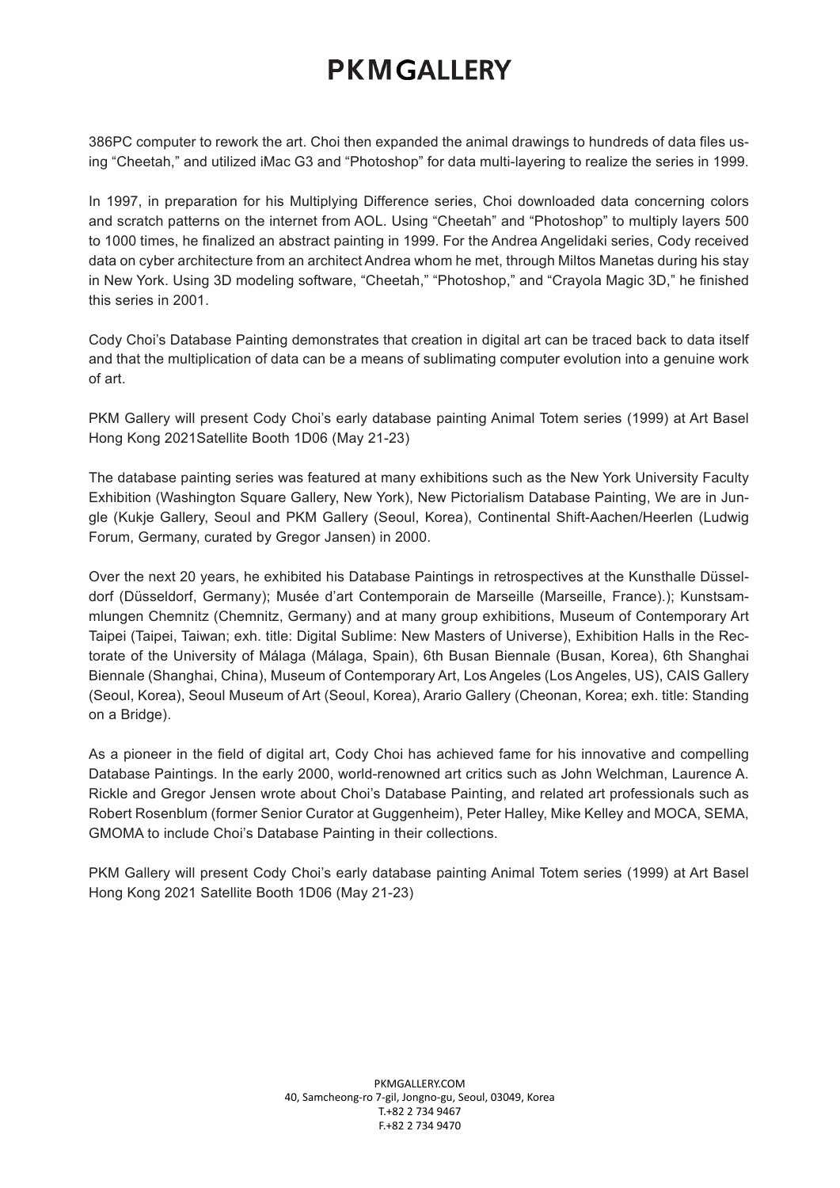386PC computer to rework the art. Choi then expanded the animal drawings to hundreds of data files using "Cheetah," and utilized iMac G3 and "Photoshop" for data multi-layering to realize the series in 1999.

In 1997, in preparation for his Multiplying Difference series, Choi downloaded data concerning colors and scratch patterns on the internet from AOL. Using "Cheetah" and "Photoshop" to multiply layers 500 to 1000 times, he finalized an abstract painting in 1999. For the Andrea Angelidaki series, Cody received data on cyber architecture from an architect Andrea whom he met, through Miltos Manetas during his stay in New York. Using 3D modeling software, "Cheetah," "Photoshop," and "Crayola Magic 3D," he finished this series in 2001.

Cody Choi's Database Painting demonstrates that creation in digital art can be traced back to data itself and that the multiplication of data can be a means of sublimating computer evolution into a genuine work of art.

PKM Gallery will present Cody Choi's early database painting Animal Totem series (1999) at Art Basel Hong Kong 2021Satellite Booth 1D06 (May 21-23)

The database painting series was featured at many exhibitions such as the New York University Faculty Exhibition (Washington Square Gallery, New York), New Pictorialism Database Painting, We are in Jungle (Kukje Gallery, Seoul and PKM Gallery (Seoul, Korea), Continental Shift-Aachen/Heerlen (Ludwig Forum, Germany, curated by Gregor Jansen) in 2000.

Over the next 20 years, he exhibited his Database Paintings in retrospectives at the Kunsthalle Düsseldorf (Düsseldorf, Germany); Musée d'art Contemporain de Marseille (Marseille, France).); Kunstsammlungen Chemnitz (Chemnitz, Germany) and at many group exhibitions, Museum of Contemporary Art Taipei (Taipei, Taiwan; exh. title: Digital Sublime: New Masters of Universe), Exhibition Halls in the Rectorate of the University of Málaga (Málaga, Spain), 6th Busan Biennale (Busan, Korea), 6th Shanghai Biennale (Shanghai, China), Museum of Contemporary Art, Los Angeles (Los Angeles, US), CAIS Gallery (Seoul, Korea), Seoul Museum of Art (Seoul, Korea), Arario Gallery (Cheonan, Korea; exh. title: Standing on a Bridge).

As a pioneer in the field of digital art, Cody Choi has achieved fame for his innovative and compelling Database Paintings. In the early 2000, world-renowned art critics such as John Welchman, Laurence A. Rickle and Gregor Jensen wrote about Choi's Database Painting, and related art professionals such as Robert Rosenblum (former Senior Curator at Guggenheim), Peter Halley, Mike Kelley and MOCA, SEMA, GMOMA to include Choi's Database Painting in their collections.

PKM Gallery will present Cody Choi's early database painting Animal Totem series (1999) at Art Basel Hong Kong 2021 Satellite Booth 1D06 (May 21-23)

PKMGALLERY.COM
40, Samcheong-ro 7-gil, Jongno-gu, Seoul, 03049, Korea
T.+82 2 734 9467
F.+82 2 734 9470